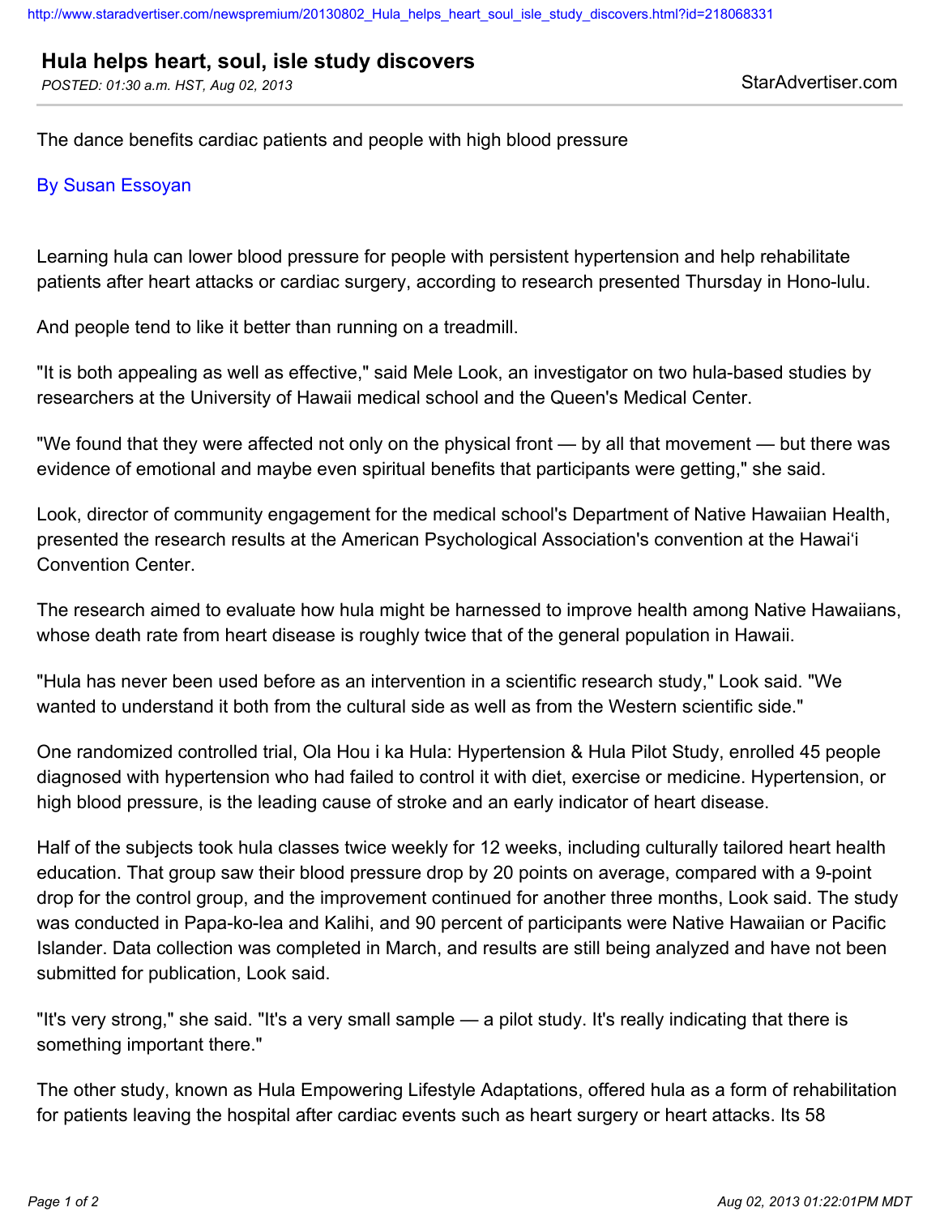# Hula helps heart, soul, isle study discovers

*POSTED: 01:30 a.m. HST, Aug 02, 2013*

StarAdvertiser.com

The dance benefits cardiac patients and people with high blood pressure

By Susan Essoyan

Learning hula can lower blood pressure for people with persistent hypertension and help rehabilitate patients after heart attacks or cardiac surgery, according to research presented Thursday in Hono-lulu.

And people tend to like it better than running on a treadmill.

"It is both appealing as well as effective," said Mele Look, an investigator on two hula-based studies by researchers at the University of Hawaii medical school and the Queen's Medical Center.

"We found that they were affected not only on the physical front — by all that movement — but there was evidence of emotional and maybe even spiritual benefits that participants were getting," she said.

Look, director of community engagement for the medical school's Department of Native Hawaiian Health, presented the research results at the American Psychological Association's convention at the Hawai'i Convention Center.

The research aimed to evaluate how hula might be harnessed to improve health among Native Hawaiians, whose death rate from heart disease is roughly twice that of the general population in Hawaii.

"Hula has never been used before as an intervention in a scientific research study," Look said. "We wanted to understand it both from the cultural side as well as from the Western scientific side."

One randomized controlled trial, Ola Hou i ka Hula: Hypertension & Hula Pilot Study, enrolled 45 people diagnosed with hypertension who had failed to control it with diet, exercise or medicine. Hypertension, or high blood pressure, is the leading cause of stroke and an early indicator of heart disease.

Half of the subjects took hula classes twice weekly for 12 weeks, including culturally tailored heart health education. That group saw their blood pressure drop by 20 points on average, compared with a 9-point drop for the control group, and the improvement continued for another three months, Look said. The study was conducted in Papa-ko-lea and Kalihi, and 90 percent of participants were Native Hawaiian or Pacific Islander. Data collection was completed in March, and results are still being analyzed and have not been submitted for publication, Look said.

"It's very strong," she said. "It's a very small sample — a pilot study. It's really indicating that there is something important there."

The other study, known as Hula Empowering Lifestyle Adaptations, offered hula as a form of rehabilitation for patients leaving the hospital after cardiac events such as heart surgery or heart attacks. Its 58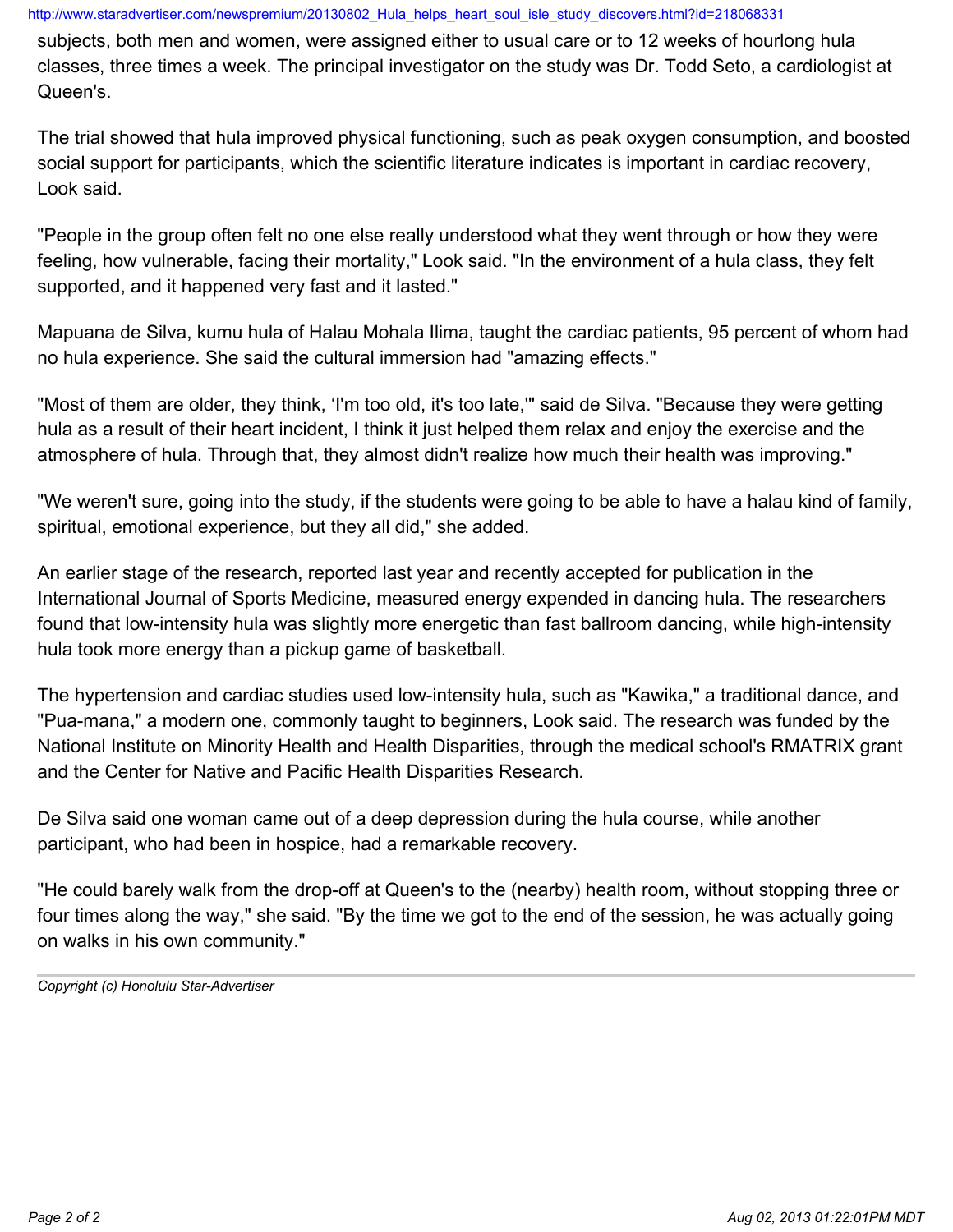subjects, both men and women, were assigned either to usual care or to 12 weeks of hourlong hula classes, three times a week. The principal investigator on the study was Dr. Todd Seto, a cardiologist at Queen's.

The trial showed that hula improved physical functioning, such as peak oxygen consumption, and boosted social support for participants, which the scientific literature indicates is important in cardiac recovery, Look said.

"People in the group often felt no one else really understood what they went through or how they were feeling, how vulnerable, facing their mortality," Look said. "In the environment of a hula class, they felt supported, and it happened very fast and it lasted."

Mapuana de Silva, kumu hula of Halau Mohala Ilima, taught the cardiac patients, 95 percent of whom had no hula experience. She said the cultural immersion had "amazing effects."

"Most of them are older, they think, 'I'm too old, it's too late,'" said de Silva. "Because they were getting hula as a result of their heart incident, I think it just helped them relax and enjoy the exercise and the atmosphere of hula. Through that, they almost didn't realize how much their health was improving."

"We weren't sure, going into the study, if the students were going to be able to have a halau kind of family, spiritual, emotional experience, but they all did," she added.

An earlier stage of the research, reported last year and recently accepted for publication in the International Journal of Sports Medicine, measured energy expended in dancing hula. The researchers found that low-intensity hula was slightly more energetic than fast ballroom dancing, while high-intensity hula took more energy than a pickup game of basketball.

The hypertension and cardiac studies used low-intensity hula, such as "Kawika," a traditional dance, and "Pua-mana," a modern one, commonly taught to beginners, Look said. The research was funded by the National Institute on Minority Health and Health Disparities, through the medical school's RMATRIX grant and the Center for Native and Pacific Health Disparities Research.

De Silva said one woman came out of a deep depression during the hula course, while another participant, who had been in hospice, had a remarkable recovery.

"He could barely walk from the drop-off at Queen's to the (nearby) health room, without stopping three or four times along the way," she said. "By the time we got to the end of the session, he was actually going on walks in his own community."

*Copyright (c) Honolulu Star-Advertiser*